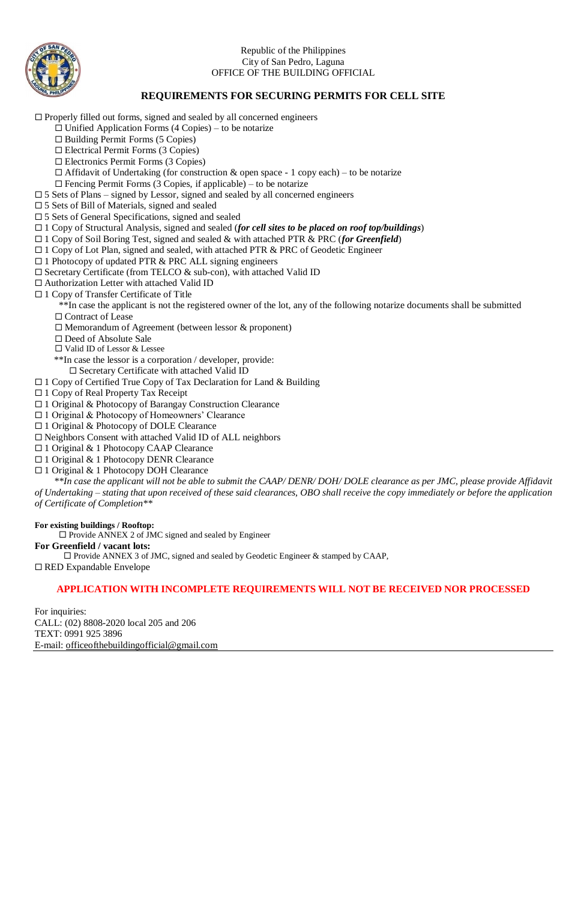Republic of the Philippines
City of San Pedro, Laguna
OFFICE OF THE BUILDING OFFICIAL

## REQUIREMENTS FOR SECURING PERMITS FOR CELL SITE

- ☐ Properly filled out forms, signed and sealed by all concerned engineers
  - ☐ Unified Application Forms (4 Copies) – to be notarize
  - ☐ Building Permit Forms (5 Copies)
  - ☐ Electrical Permit Forms (3 Copies)
  - ☐ Electronics Permit Forms (3 Copies)
  - ☐ Affidavit of Undertaking (for construction & open space - 1 copy each) – to be notarize
  - ☐ Fencing Permit Forms (3 Copies, if applicable) – to be notarize
- ☐ 5 Sets of Plans – signed by Lessor, signed and sealed by all concerned engineers
- ☐ 5 Sets of Bill of Materials, signed and sealed
- ☐ 5 Sets of General Specifications, signed and sealed
- ☐ 1 Copy of Structural Analysis, signed and sealed (***for cell sites to be placed on roof top/buildings***)
- ☐ 1 Copy of Soil Boring Test, signed and sealed & with attached PTR & PRC (***for Greenfield***)
- ☐ 1 Copy of Lot Plan, signed and sealed, with attached PTR & PRC of Geodetic Engineer
- ☐ 1 Photocopy of updated PTR & PRC ALL signing engineers
- ☐ Secretary Certificate (from TELCO & sub-con), with attached Valid ID
- ☐ Authorization Letter with attached Valid ID
- ☐ 1 Copy of Transfer Certificate of Title
  - **In case the applicant is not the registered owner of the lot, any of the following notarize documents shall be submitted
  - ☐ Contract of Lease
  - ☐ Memorandum of Agreement (between lessor & proponent)
  - ☐ Deed of Absolute Sale
  - ☐ Valid ID of Lessor & Lessee
  - **In case the lessor is a corporation / developer, provide:
    - ☐ Secretary Certificate with attached Valid ID
- ☐ 1 Copy of Certified True Copy of Tax Declaration for Land & Building
- ☐ 1 Copy of Real Property Tax Receipt
- ☐ 1 Original & Photocopy of Barangay Construction Clearance
- ☐ 1 Original & Photocopy of Homeowners' Clearance
- ☐ 1 Original & Photocopy of DOLE Clearance
- ☐ Neighbors Consent with attached Valid ID of ALL neighbors
- ☐ 1 Original & 1 Photocopy CAAP Clearance
- ☐ 1 Original & 1 Photocopy DENR Clearance
- ☐ 1 Original & 1 Photocopy DOH Clearance

*\*\*In case the applicant will not be able to submit the CAAP/ DENR/ DOH/ DOLE clearance as per JMC, please provide Affidavit of Undertaking – stating that upon received of these said clearances, OBO shall receive the copy immediately or before the application of Certificate of Completion\*\**

**For existing buildings / Rooftop:**

- ☐ Provide ANNEX 2 of JMC signed and sealed by Engineer

**For Greenfield / vacant lots:**

- ☐ Provide ANNEX 3 of JMC, signed and sealed by Geodetic Engineer & stamped by CAAP,

☐ RED Expandable Envelope

**APPLICATION WITH INCOMPLETE REQUIREMENTS WILL NOT BE RECEIVED NOR PROCESSED**

For inquiries:
CALL: (02) 8808-2020 local 205 and 206
TEXT: 0991 925 3896
E-mail: officeofthebuildingofficial@gmail.com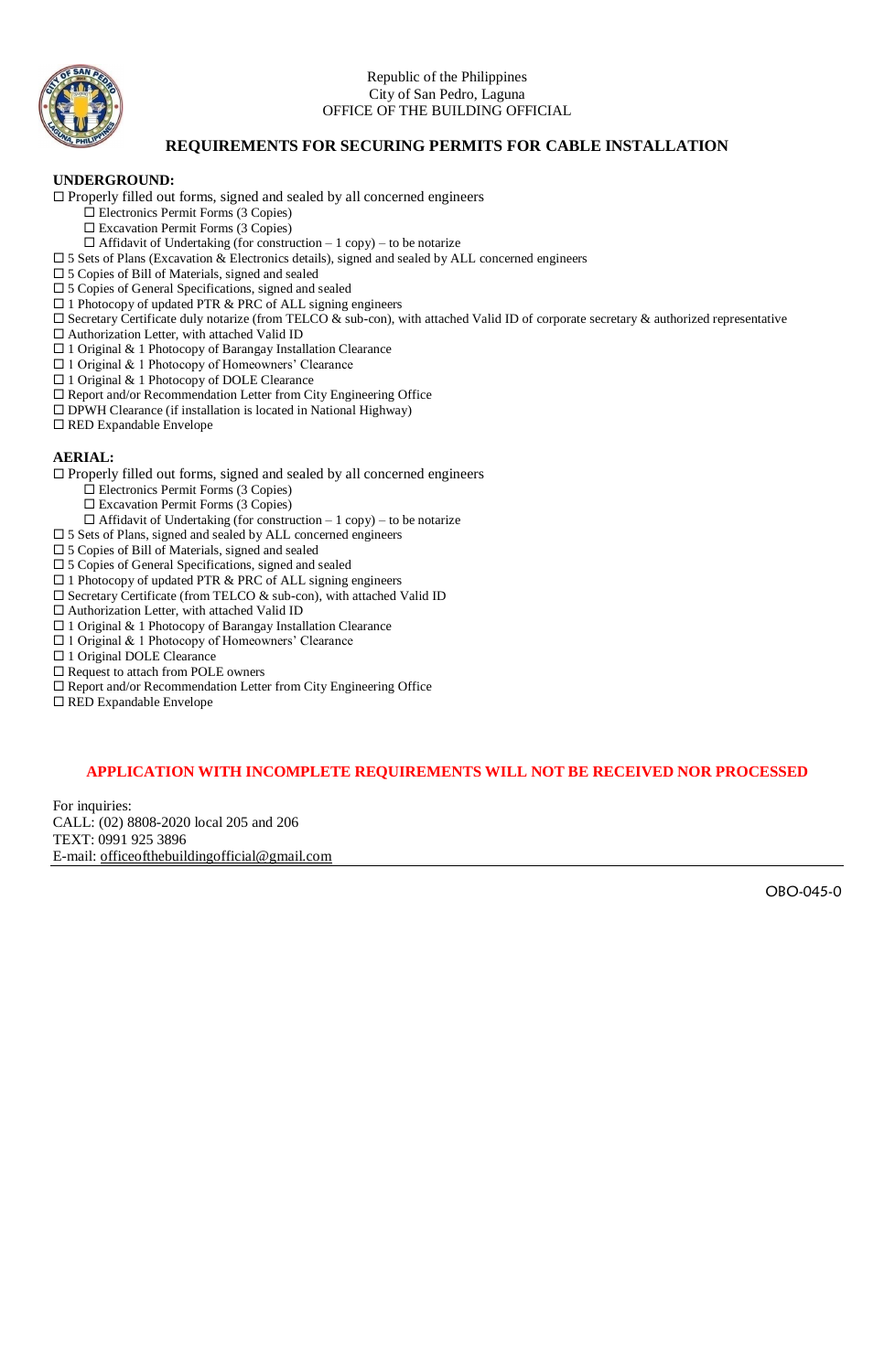Republic of the Philippines
City of San Pedro, Laguna
OFFICE OF THE BUILDING OFFICIAL

## REQUIREMENTS FOR SECURING PERMITS FOR CABLE INSTALLATION

### UNDERGROUND:

- ☐ Properly filled out forms, signed and sealed by all concerned engineers
  - ☐ Electronics Permit Forms (3 Copies)
  - ☐ Excavation Permit Forms (3 Copies)
  - ☐ Affidavit of Undertaking (for construction – 1 copy) – to be notarize
- ☐ 5 Sets of Plans (Excavation & Electronics details), signed and sealed by ALL concerned engineers
- ☐ 5 Copies of Bill of Materials, signed and sealed
- ☐ 5 Copies of General Specifications, signed and sealed
- ☐ 1 Photocopy of updated PTR & PRC of ALL signing engineers
- ☐ Secretary Certificate duly notarize (from TELCO & sub-con), with attached Valid ID of corporate secretary & authorized representative
- ☐ Authorization Letter, with attached Valid ID
- ☐ 1 Original & 1 Photocopy of Barangay Installation Clearance
- ☐ 1 Original & 1 Photocopy of Homeowners' Clearance
- ☐ 1 Original & 1 Photocopy of DOLE Clearance
- ☐ Report and/or Recommendation Letter from City Engineering Office
- ☐ DPWH Clearance (if installation is located in National Highway)
- ☐ RED Expandable Envelope

### AERIAL:

- ☐ Properly filled out forms, signed and sealed by all concerned engineers
  - ☐ Electronics Permit Forms (3 Copies)
  - ☐ Excavation Permit Forms (3 Copies)
  - ☐ Affidavit of Undertaking (for construction – 1 copy) – to be notarize
- ☐ 5 Sets of Plans, signed and sealed by ALL concerned engineers
- ☐ 5 Copies of Bill of Materials, signed and sealed
- ☐ 5 Copies of General Specifications, signed and sealed
- ☐ 1 Photocopy of updated PTR & PRC of ALL signing engineers
- ☐ Secretary Certificate (from TELCO & sub-con), with attached Valid ID
- ☐ Authorization Letter, with attached Valid ID
- ☐ 1 Original & 1 Photocopy of Barangay Installation Clearance
- ☐ 1 Original & 1 Photocopy of Homeowners' Clearance
- ☐ 1 Original DOLE Clearance
- ☐ Request to attach from POLE owners
- ☐ Report and/or Recommendation Letter from City Engineering Office
- ☐ RED Expandable Envelope

**APPLICATION WITH INCOMPLETE REQUIREMENTS WILL NOT BE RECEIVED NOR PROCESSED**

For inquiries:
CALL: (02) 8808-2020 local 205 and 206
TEXT: 0991 925 3896
E-mail: officeofthebuildingofficial@gmail.com

OBO-045-0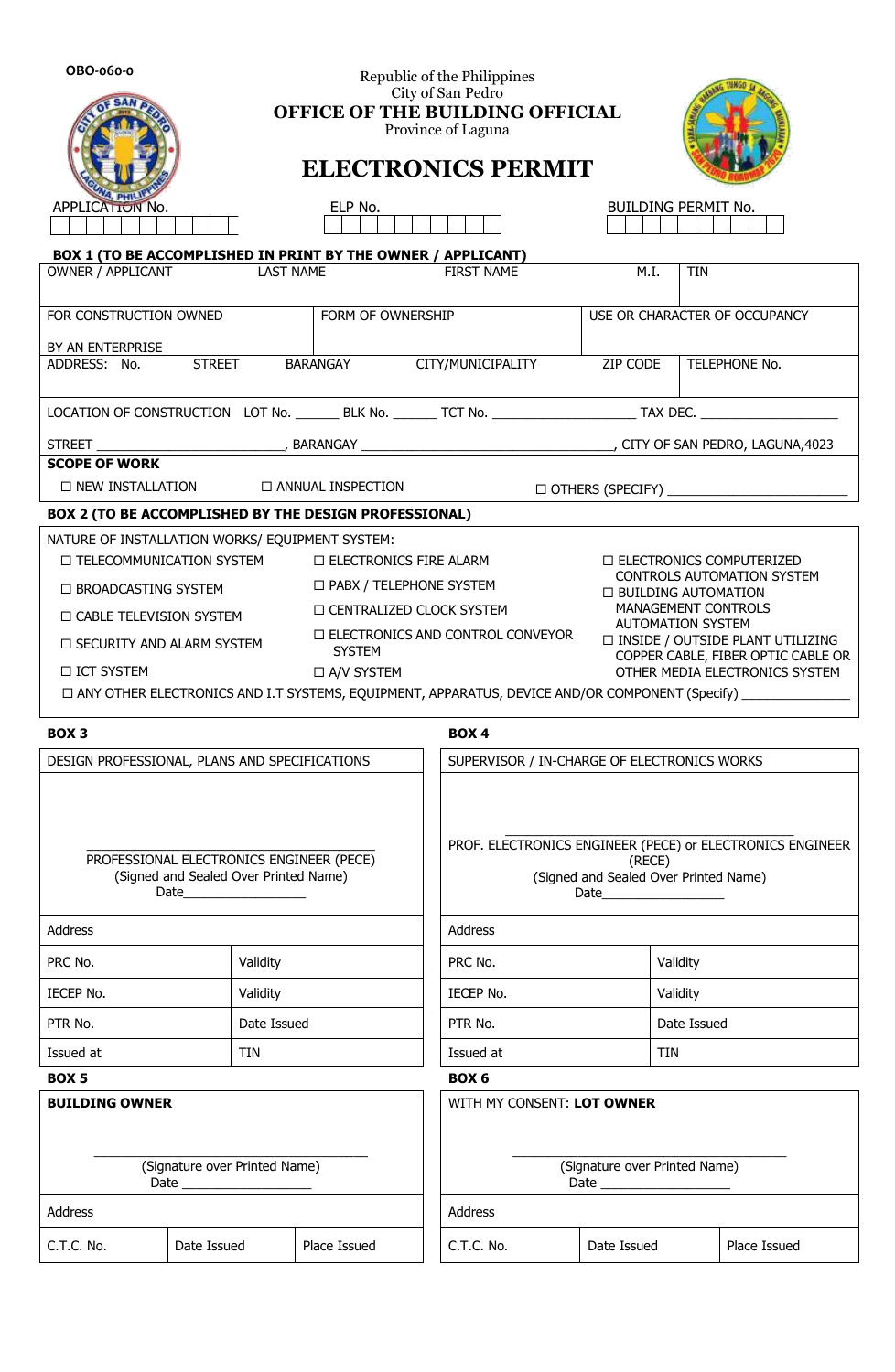OBO-060-0

Republic of the Philippines
City of San Pedro

# OFFICE OF THE BUILDING OFFICIAL

Province of Laguna

# ELECTRONICS PERMIT

| APPLICATION No. | ELP No. | BUILDING PERMIT No. |
|---|---|---|
| | | |

**BOX 1 (TO BE ACCOMPLISHED IN PRINT BY THE OWNER / APPLICANT)**

| OWNER / APPLICANT | LAST NAME | FIRST NAME | M.I. | TIN |
|---|---|---|---|---|
| FOR CONSTRUCTION OWNED BY AN ENTERPRISE | FORM OF OWNERSHIP | | USE OR CHARACTER OF OCCUPANCY | |
| ADDRESS: No. STREET | BARANGAY | CITY/MUNICIPALITY | ZIP CODE | TELEPHONE No. |

LOCATION OF CONSTRUCTION LOT No. ______ BLK No. ______ TCT No. __________________ TAX DEC. ______________

STREET __________________________, BARANGAY ________________________________, CITY OF SAN PEDRO, LAGUNA,4023

**SCOPE OF WORK**

☐ NEW INSTALLATION ☐ ANNUAL INSPECTION ☐ OTHERS (SPECIFY) ______________________

**BOX 2 (TO BE ACCOMPLISHED BY THE DESIGN PROFESSIONAL)**

NATURE OF INSTALLATION WORKS/ EQUIPMENT SYSTEM:

☐ TELECOMMUNICATION SYSTEM
☐ BROADCASTING SYSTEM
☐ CABLE TELEVISION SYSTEM
☐ SECURITY AND ALARM SYSTEM
☐ ICT SYSTEM
☐ ELECTRONICS FIRE ALARM
☐ PABX / TELEPHONE SYSTEM
☐ CENTRALIZED CLOCK SYSTEM
☐ ELECTRONICS AND CONTROL CONVEYOR SYSTEM
☐ A/V SYSTEM
☐ ELECTRONICS COMPUTERIZED CONTROLS AUTOMATION SYSTEM
☐ BUILDING AUTOMATION MANAGEMENT CONTROLS AUTOMATION SYSTEM
☐ INSIDE / OUTSIDE PLANT UTILIZING COPPER CABLE, FIBER OPTIC CABLE OR OTHER MEDIA ELECTRONICS SYSTEM

☐ ANY OTHER ELECTRONICS AND I.T SYSTEMS, EQUIPMENT, APPARATUS, DEVICE AND/OR COMPONENT (Specify) _______________

**BOX 3**

| DESIGN PROFESSIONAL, PLANS AND SPECIFICATIONS | |
|---|---|
| ______________________________<br>PROFESSIONAL ELECTRONICS ENGINEER (PECE)<br>(Signed and Sealed Over Printed Name)<br>Date________________ | |
| Address | |
| PRC No. | Validity |
| IECEP No. | Validity |
| PTR No. | Date Issued |
| Issued at | TIN |

**BOX 4**

| SUPERVISOR / IN-CHARGE OF ELECTRONICS WORKS | |
|---|---|
| ______________________________<br>PROF. ELECTRONICS ENGINEER (PECE) or ELECTRONICS ENGINEER (RECE)<br>(Signed and Sealed Over Printed Name)<br>Date________________ | |
| Address | |
| PRC No. | Validity |
| IECEP No. | Validity |
| PTR No. | Date Issued |
| Issued at | TIN |

**BOX 5**

| **BUILDING OWNER** | | |
|---|---|---|
| ______________________________<br>(Signature over Printed Name)<br>Date ________________ | | |
| Address | | |
| C.T.C. No. | Date Issued | Place Issued |

**BOX 6**

| WITH MY CONSENT: **LOT OWNER** | | |
|---|---|---|
| ______________________________<br>(Signature over Printed Name)<br>Date ________________ | | |
| Address | | |
| C.T.C. No. | Date Issued | Place Issued |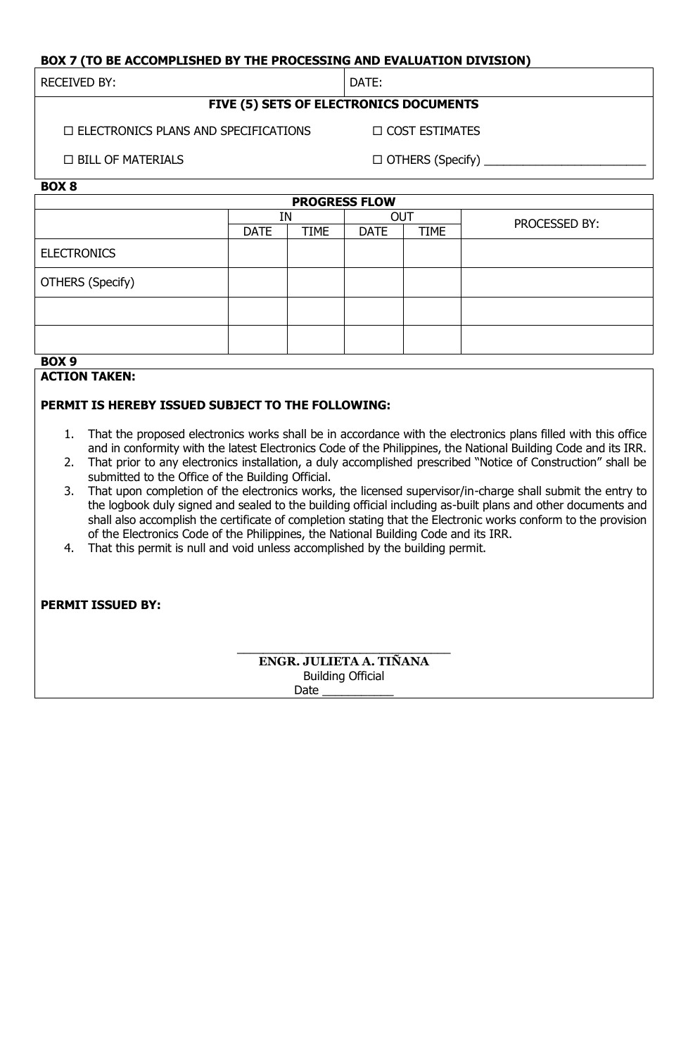**BOX 7 (TO BE ACCOMPLISHED BY THE PROCESSING AND EVALUATION DIVISION)**

| RECEIVED BY: | DATE: |
|---|---|

**FIVE (5) SETS OF ELECTRONICS DOCUMENTS**

☐ ELECTRONICS PLANS AND SPECIFICATIONS ☐ COST ESTIMATES

☐ BILL OF MATERIALS ☐ OTHERS (Specify) ________________________

**BOX 8**

**PROGRESS FLOW**

| | IN | | OUT | | PROCESSED BY: |
|---|---|---|---|---|---|
| | DATE | TIME | DATE | TIME | |
| ELECTRONICS | | | | | |
| OTHERS (Specify) | | | | | |
| | | | | | |
| | | | | | |

**BOX 9**

**ACTION TAKEN:**

**PERMIT IS HEREBY ISSUED SUBJECT TO THE FOLLOWING:**

1. That the proposed electronics works shall be in accordance with the electronics plans filled with this office and in conformity with the latest Electronics Code of the Philippines, the National Building Code and its IRR.
2. That prior to any electronics installation, a duly accomplished prescribed "Notice of Construction" shall be submitted to the Office of the Building Official.
3. That upon completion of the electronics works, the licensed supervisor/in-charge shall submit the entry to the logbook duly signed and sealed to the building official including as-built plans and other documents and shall also accomplish the certificate of completion stating that the Electronic works conform to the provision of the Electronics Code of the Philippines, the National Building Code and its IRR.
4. That this permit is null and void unless accomplished by the building permit.

**PERMIT ISSUED BY:**

______________________________

**ENGR. JULIETA A. TIÑANA**

Building Official

Date ___________